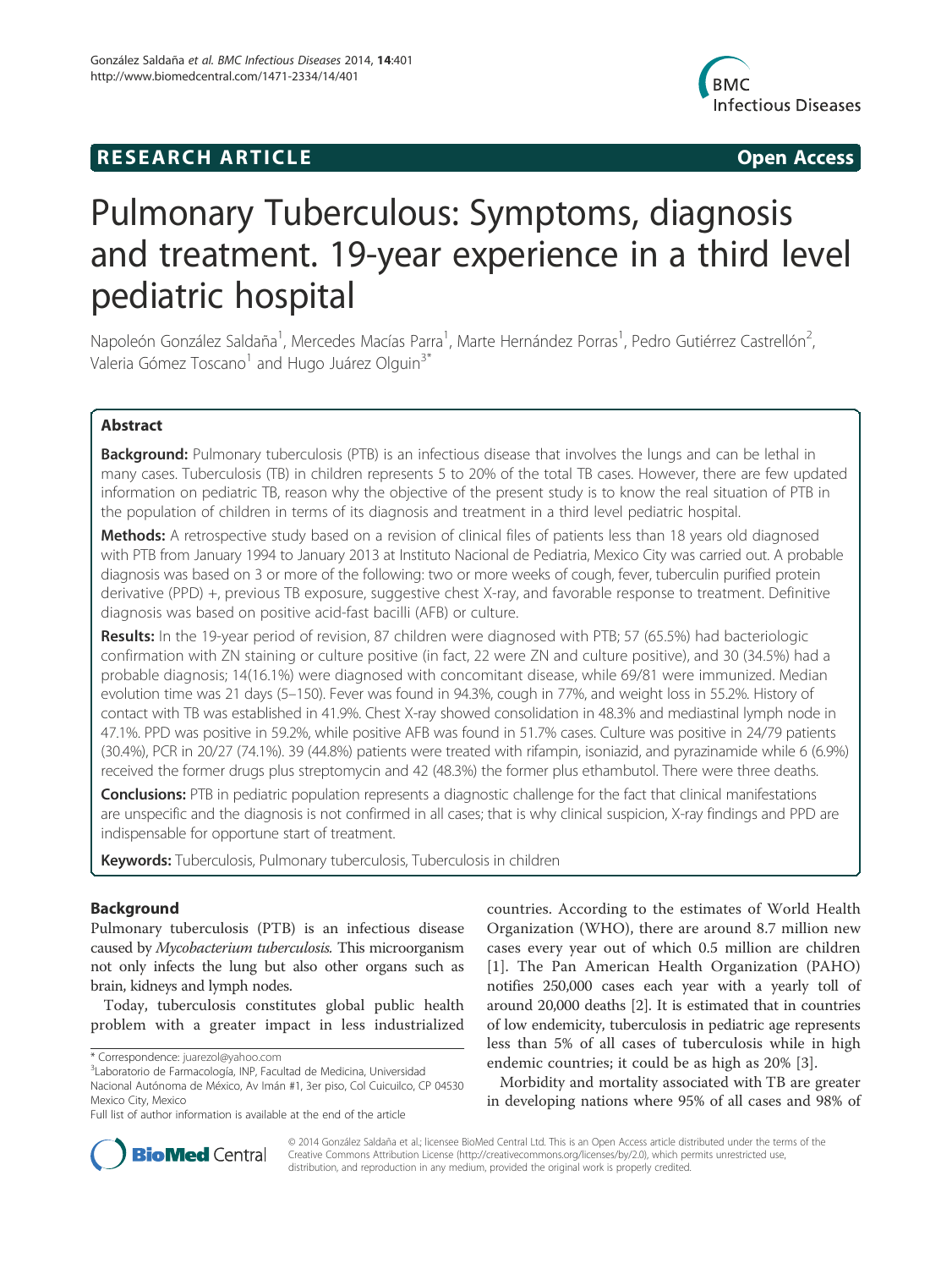**RESEARCH ARTICLE** **Open Access**

# Pulmonary Tuberculous: Symptoms, diagnosis and treatment. 19-year experience in a third level pediatric hospital

Napoleón González Saldaña[1], Mercedes Macías Parra[1], Marte Hernández Porras[1], Pedro Gutiérrez Castrellón[2], Valeria Gómez Toscano[1] and Hugo Juárez Olguin[3*]

## Abstract

**Background:** Pulmonary tuberculosis (PTB) is an infectious disease that involves the lungs and can be lethal in many cases. Tuberculosis (TB) in children represents 5 to 20% of the total TB cases. However, there are few updated information on pediatric TB, reason why the objective of the present study is to know the real situation of PTB in the population of children in terms of its diagnosis and treatment in a third level pediatric hospital.

**Methods:** A retrospective study based on a revision of clinical files of patients less than 18 years old diagnosed with PTB from January 1994 to January 2013 at Instituto Nacional de Pediatria, Mexico City was carried out. A probable diagnosis was based on 3 or more of the following: two or more weeks of cough, fever, tuberculin purified protein derivative (PPD) +, previous TB exposure, suggestive chest X-ray, and favorable response to treatment. Definitive diagnosis was based on positive acid-fast bacilli (AFB) or culture.

**Results:** In the 19-year period of revision, 87 children were diagnosed with PTB; 57 (65.5%) had bacteriologic confirmation with ZN staining or culture positive (in fact, 22 were ZN and culture positive), and 30 (34.5%) had a probable diagnosis; 14(16.1%) were diagnosed with concomitant disease, while 69/81 were immunized. Median evolution time was 21 days (5–150). Fever was found in 94.3%, cough in 77%, and weight loss in 55.2%. History of contact with TB was established in 41.9%. Chest X-ray showed consolidation in 48.3% and mediastinal lymph node in 47.1%. PPD was positive in 59.2%, while positive AFB was found in 51.7% cases. Culture was positive in 24/79 patients (30.4%), PCR in 20/27 (74.1%). 39 (44.8%) patients were treated with rifampin, isoniazid, and pyrazinamide while 6 (6.9%) received the former drugs plus streptomycin and 42 (48.3%) the former plus ethambutol. There were three deaths.

**Conclusions:** PTB in pediatric population represents a diagnostic challenge for the fact that clinical manifestations are unspecific and the diagnosis is not confirmed in all cases; that is why clinical suspicion, X-ray findings and PPD are indispensable for opportune start of treatment.

**Keywords:** Tuberculosis, Pulmonary tuberculosis, Tuberculosis in children

## Background

Pulmonary tuberculosis (PTB) is an infectious disease caused by *Mycobacterium tuberculosis.* This microorganism not only infects the lung but also other organs such as brain, kidneys and lymph nodes.

Today, tuberculosis constitutes global public health problem with a greater impact in less industrialized countries. According to the estimates of World Health Organization (WHO), there are around 8.7 million new cases every year out of which 0.5 million are children [1]. The Pan American Health Organization (PAHO) notifies 250,000 cases each year with a yearly toll of around 20,000 deaths [2]. It is estimated that in countries of low endemicity, tuberculosis in pediatric age represents less than 5% of all cases of tuberculosis while in high endemic countries; it could be as high as 20% [3].

Morbidity and mortality associated with TB are greater in developing nations where 95% of all cases and 98% of

\* Correspondence: juarezol@yahoo.com

[3]Laboratorio de Farmacología, INP, Facultad de Medicina, Universidad Nacional Autónoma de México, Av Imán #1, 3er piso, Col Cuicuilco, CP 04530 Mexico City, Mexico

Full list of author information is available at the end of the article

© 2014 González Saldaña et al.; licensee BioMed Central Ltd. This is an Open Access article distributed under the terms of the Creative Commons Attribution License (http://creativecommons.org/licenses/by/2.0), which permits unrestricted use, distribution, and reproduction in any medium, provided the original work is properly credited.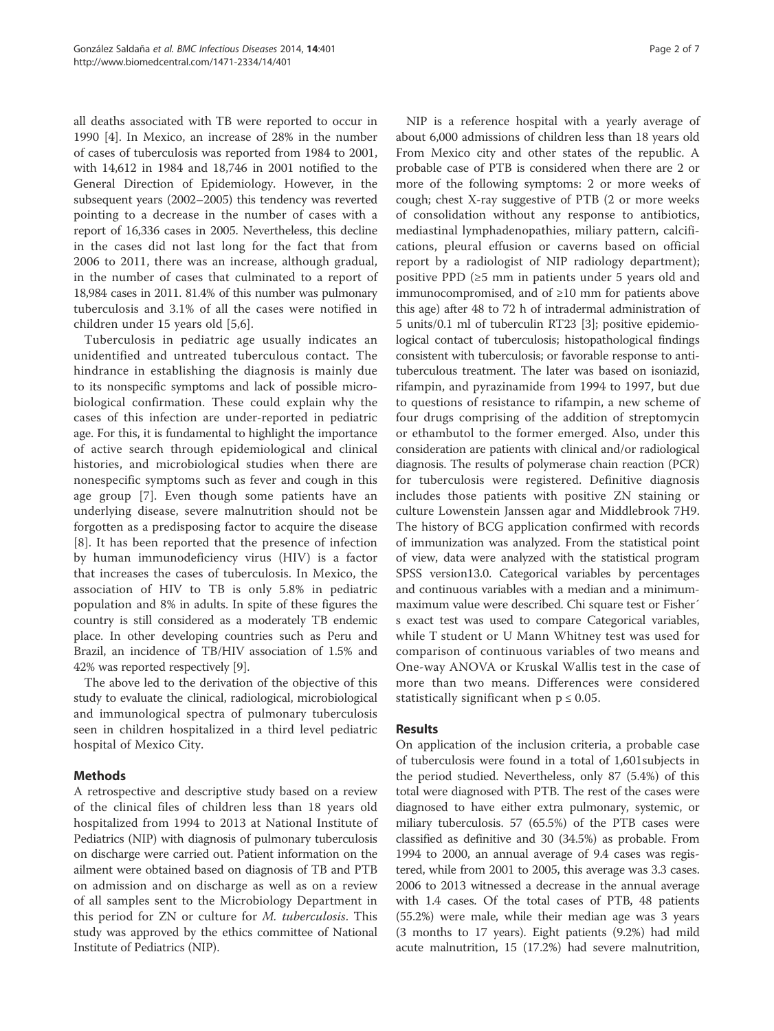all deaths associated with TB were reported to occur in 1990 [4]. In Mexico, an increase of 28% in the number of cases of tuberculosis was reported from 1984 to 2001, with 14,612 in 1984 and 18,746 in 2001 notified to the General Direction of Epidemiology. However, in the subsequent years (2002–2005) this tendency was reverted pointing to a decrease in the number of cases with a report of 16,336 cases in 2005. Nevertheless, this decline in the cases did not last long for the fact that from 2006 to 2011, there was an increase, although gradual, in the number of cases that culminated to a report of 18,984 cases in 2011. 81.4% of this number was pulmonary tuberculosis and 3.1% of all the cases were notified in children under 15 years old [5,6].

Tuberculosis in pediatric age usually indicates an unidentified and untreated tuberculous contact. The hindrance in establishing the diagnosis is mainly due to its nonspecific symptoms and lack of possible microbiological confirmation. These could explain why the cases of this infection are under-reported in pediatric age. For this, it is fundamental to highlight the importance of active search through epidemiological and clinical histories, and microbiological studies when there are nonspecific symptoms such as fever and cough in this age group [7]. Even though some patients have an underlying disease, severe malnutrition should not be forgotten as a predisposing factor to acquire the disease [8]. It has been reported that the presence of infection by human immunodeficiency virus (HIV) is a factor that increases the cases of tuberculosis. In Mexico, the association of HIV to TB is only 5.8% in pediatric population and 8% in adults. In spite of these figures the country is still considered as a moderately TB endemic place. In other developing countries such as Peru and Brazil, an incidence of TB/HIV association of 1.5% and 42% was reported respectively [9].

The above led to the derivation of the objective of this study to evaluate the clinical, radiological, microbiological and immunological spectra of pulmonary tuberculosis seen in children hospitalized in a third level pediatric hospital of Mexico City.

## Methods

A retrospective and descriptive study based on a review of the clinical files of children less than 18 years old hospitalized from 1994 to 2013 at National Institute of Pediatrics (NIP) with diagnosis of pulmonary tuberculosis on discharge were carried out. Patient information on the ailment were obtained based on diagnosis of TB and PTB on admission and on discharge as well as on a review of all samples sent to the Microbiology Department in this period for ZN or culture for *M. tuberculosis*. This study was approved by the ethics committee of National Institute of Pediatrics (NIP).

NIP is a reference hospital with a yearly average of about 6,000 admissions of children less than 18 years old From Mexico city and other states of the republic. A probable case of PTB is considered when there are 2 or more of the following symptoms: 2 or more weeks of cough; chest X-ray suggestive of PTB (2 or more weeks of consolidation without any response to antibiotics, mediastinal lymphadenopathies, miliary pattern, calcifications, pleural effusion or caverns based on official report by a radiologist of NIP radiology department); positive PPD (≥5 mm in patients under 5 years old and immunocompromised, and of ≥10 mm for patients above this age) after 48 to 72 h of intradermal administration of 5 units/0.1 ml of tuberculin RT23 [3]; positive epidemiological contact of tuberculosis; histopathological findings consistent with tuberculosis; or favorable response to antituberculous treatment. The later was based on isoniazid, rifampin, and pyrazinamide from 1994 to 1997, but due to questions of resistance to rifampin, a new scheme of four drugs comprising of the addition of streptomycin or ethambutol to the former emerged. Also, under this consideration are patients with clinical and/or radiological diagnosis. The results of polymerase chain reaction (PCR) for tuberculosis were registered. Definitive diagnosis includes those patients with positive ZN staining or culture Lowenstein Janssen agar and Middlebrook 7H9. The history of BCG application confirmed with records of immunization was analyzed. From the statistical point of view, data were analyzed with the statistical program SPSS version13.0. Categorical variables by percentages and continuous variables with a median and a minimum-maximum value were described. Chi square test or Fisher´s exact test was used to compare Categorical variables, while T student or U Mann Whitney test was used for comparison of continuous variables of two means and One-way ANOVA or Kruskal Wallis test in the case of more than two means. Differences were considered statistically significant when $p \leq 0.05$.

## Results

On application of the inclusion criteria, a probable case of tuberculosis were found in a total of 1,601subjects in the period studied. Nevertheless, only 87 (5.4%) of this total were diagnosed with PTB. The rest of the cases were diagnosed to have either extra pulmonary, systemic, or miliary tuberculosis. 57 (65.5%) of the PTB cases were classified as definitive and 30 (34.5%) as probable. From 1994 to 2000, an annual average of 9.4 cases was registered, while from 2001 to 2005, this average was 3.3 cases. 2006 to 2013 witnessed a decrease in the annual average with 1.4 cases. Of the total cases of PTB, 48 patients (55.2%) were male, while their median age was 3 years (3 months to 17 years). Eight patients (9.2%) had mild acute malnutrition, 15 (17.2%) had severe malnutrition,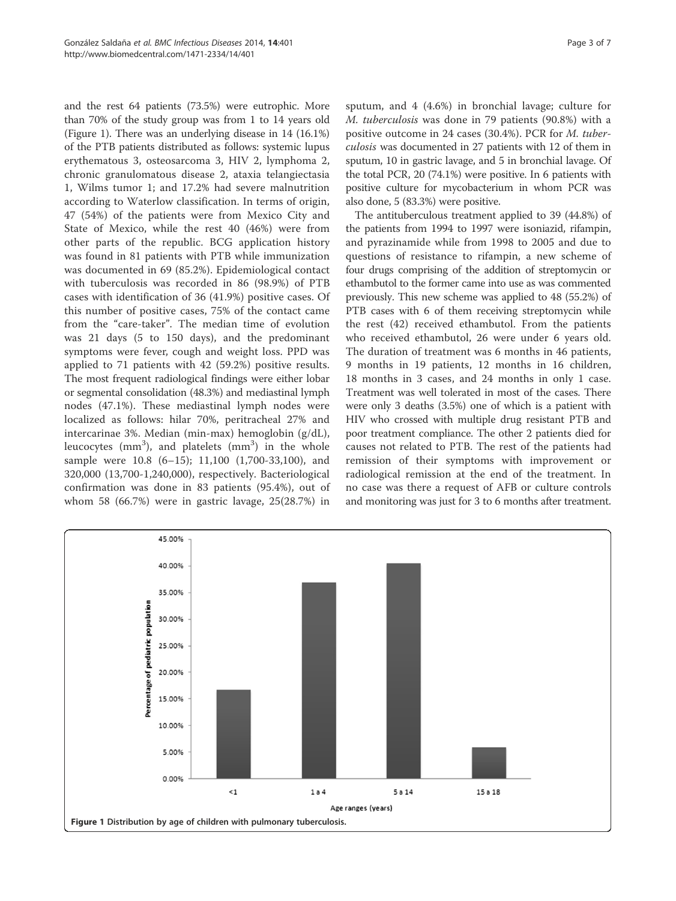and the rest 64 patients (73.5%) were eutrophic. More than 70% of the study group was from 1 to 14 years old (Figure 1). There was an underlying disease in 14 (16.1%) of the PTB patients distributed as follows: systemic lupus erythematous 3, osteosarcoma 3, HIV 2, lymphoma 2, chronic granulomatous disease 2, ataxia telangiectasia 1, Wilms tumor 1; and 17.2% had severe malnutrition according to Waterlow classification. In terms of origin, 47 (54%) of the patients were from Mexico City and State of Mexico, while the rest 40 (46%) were from other parts of the republic. BCG application history was found in 81 patients with PTB while immunization was documented in 69 (85.2%). Epidemiological contact with tuberculosis was recorded in 86 (98.9%) of PTB cases with identification of 36 (41.9%) positive cases. Of this number of positive cases, 75% of the contact came from the "care-taker". The median time of evolution was 21 days (5 to 150 days), and the predominant symptoms were fever, cough and weight loss. PPD was applied to 71 patients with 42 (59.2%) positive results. The most frequent radiological findings were either lobar or segmental consolidation (48.3%) and mediastinal lymph nodes (47.1%). These mediastinal lymph nodes were localized as follows: hilar 70%, peritracheal 27% and intercarinae 3%. Median (min-max) hemoglobin (g/dL), leucocytes ($mm^3$), and platelets ($mm^3$) in the whole sample were 10.8 (6–15); 11,100 (1,700-33,100), and 320,000 (13,700-1,240,000), respectively. Bacteriological confirmation was done in 83 patients (95.4%), out of whom 58 (66.7%) were in gastric lavage, 25(28.7%) in sputum, and 4 (4.6%) in bronchial lavage; culture for *M. tuberculosis* was done in 79 patients (90.8%) with a positive outcome in 24 cases (30.4%). PCR for *M. tuberculosis* was documented in 27 patients with 12 of them in sputum, 10 in gastric lavage, and 5 in bronchial lavage. Of the total PCR, 20 (74.1%) were positive. In 6 patients with positive culture for mycobacterium in whom PCR was also done, 5 (83.3%) were positive.

The antituberculous treatment applied to 39 (44.8%) of the patients from 1994 to 1997 were isoniazid, rifampin, and pyrazinamide while from 1998 to 2005 and due to questions of resistance to rifampin, a new scheme of four drugs comprising of the addition of streptomycin or ethambutol to the former came into use as was commented previously. This new scheme was applied to 48 (55.2%) of PTB cases with 6 of them receiving streptomycin while the rest (42) received ethambutol. From the patients who received ethambutol, 26 were under 6 years old. The duration of treatment was 6 months in 46 patients, 9 months in 19 patients, 12 months in 16 children, 18 months in 3 cases, and 24 months in only 1 case. Treatment was well tolerated in most of the cases. There were only 3 deaths (3.5%) one of which is a patient with HIV who crossed with multiple drug resistant PTB and poor treatment compliance. The other 2 patients died for causes not related to PTB. The rest of the patients had remission of their symptoms with improvement or radiological remission at the end of the treatment. In no case was there a request of AFB or culture controls and monitoring was just for 3 to 6 months after treatment.

**Figure 1** Distribution by age of children with pulmonary tuberculosis.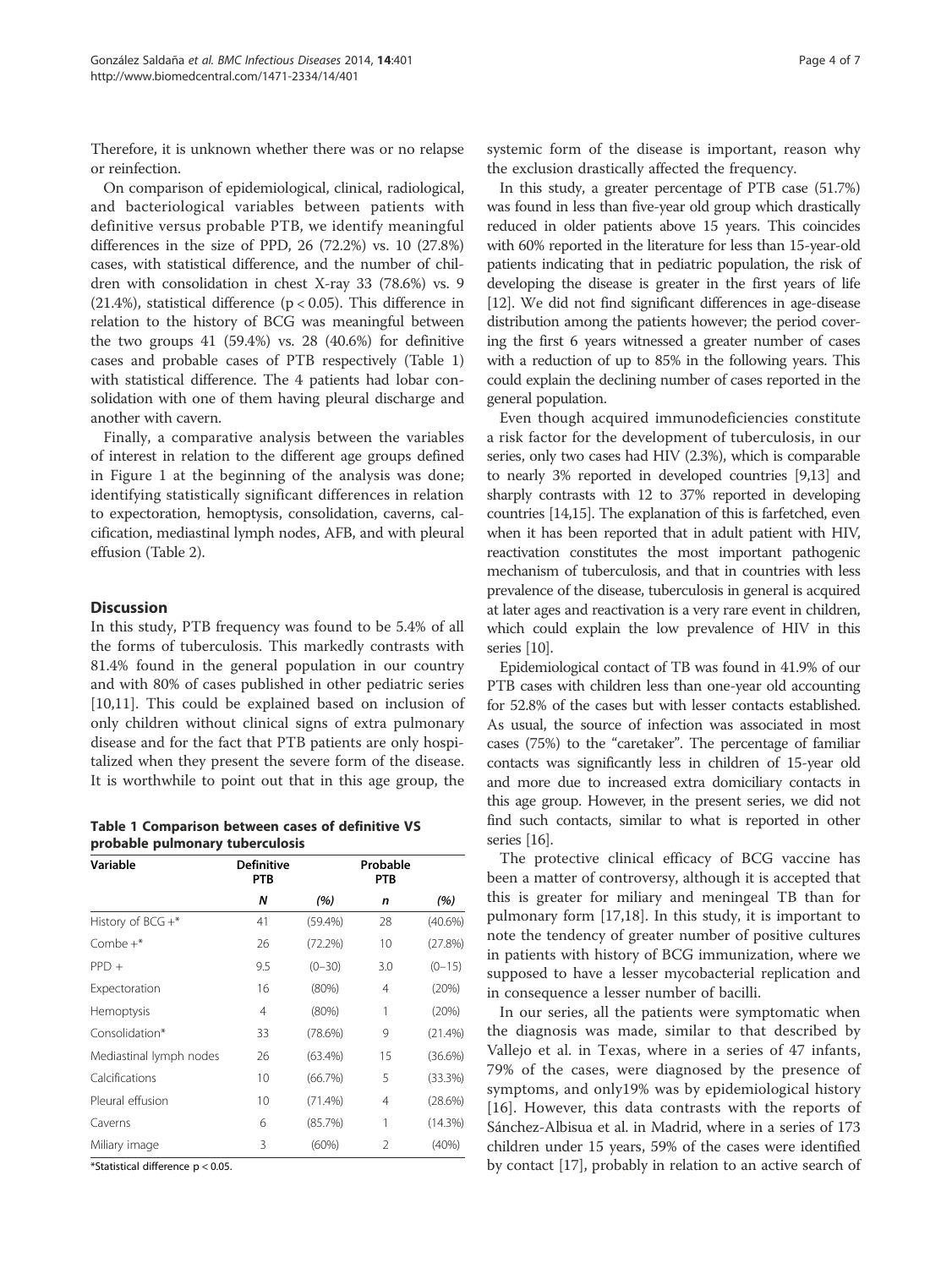Therefore, it is unknown whether there was or no relapse or reinfection.

On comparison of epidemiological, clinical, radiological, and bacteriological variables between patients with definitive versus probable PTB, we identify meaningful differences in the size of PPD, 26 (72.2%) vs. 10 (27.8%) cases, with statistical difference, and the number of children with consolidation in chest X-ray 33 (78.6%) vs. 9 (21.4%), statistical difference ($p < 0.05$). This difference in relation to the history of BCG was meaningful between the two groups 41 (59.4%) vs. 28 (40.6%) for definitive cases and probable cases of PTB respectively (Table 1) with statistical difference. The 4 patients had lobar consolidation with one of them having pleural discharge and another with cavern.

Finally, a comparative analysis between the variables of interest in relation to the different age groups defined in Figure 1 at the beginning of the analysis was done; identifying statistically significant differences in relation to expectoration, hemoptysis, consolidation, caverns, calcification, mediastinal lymph nodes, AFB, and with pleural effusion (Table 2).

## Discussion

In this study, PTB frequency was found to be 5.4% of all the forms of tuberculosis. This markedly contrasts with 81.4% found in the general population in our country and with 80% of cases published in other pediatric series [10,11]. This could be explained based on inclusion of only children without clinical signs of extra pulmonary disease and for the fact that PTB patients are only hospitalized when they present the severe form of the disease. It is worthwhile to point out that in this age group, the systemic form of the disease is important, reason why the exclusion drastically affected the frequency.

**Table 1 Comparison between cases of definitive VS probable pulmonary tuberculosis**

| Variable | Definitive PTB | | Probable PTB | |
|---|---|---|---|---|
| | *N* | *(%)* | *n* | *(%)* |
| History of BCG +* | 41 | (59.4%) | 28 | (40.6%) |
| Combe +* | 26 | (72.2%) | 10 | (27.8%) |
| PPD + | 9.5 | (0–30) | 3.0 | (0–15) |
| Expectoration | 16 | (80%) | 4 | (20%) |
| Hemoptysis | 4 | (80%) | 1 | (20%) |
| Consolidation* | 33 | (78.6%) | 9 | (21.4%) |
| Mediastinal lymph nodes | 26 | (63.4%) | 15 | (36.6%) |
| Calcifications | 10 | (66.7%) | 5 | (33.3%) |
| Pleural effusion | 10 | (71.4%) | 4 | (28.6%) |
| Caverns | 6 | (85.7%) | 1 | (14.3%) |
| Miliary image | 3 | (60%) | 2 | (40%) |

*Statistical difference $p < 0.05$.

In this study, a greater percentage of PTB case (51.7%) was found in less than five-year old group which drastically reduced in older patients above 15 years. This coincides with 60% reported in the literature for less than 15-year-old patients indicating that in pediatric population, the risk of developing the disease is greater in the first years of life [12]. We did not find significant differences in age-disease distribution among the patients however; the period covering the first 6 years witnessed a greater number of cases with a reduction of up to 85% in the following years. This could explain the declining number of cases reported in the general population.

Even though acquired immunodeficiencies constitute a risk factor for the development of tuberculosis, in our series, only two cases had HIV (2.3%), which is comparable to nearly 3% reported in developed countries [9,13] and sharply contrasts with 12 to 37% reported in developing countries [14,15]. The explanation of this is farfetched, even when it has been reported that in adult patient with HIV, reactivation constitutes the most important pathogenic mechanism of tuberculosis, and that in countries with less prevalence of the disease, tuberculosis in general is acquired at later ages and reactivation is a very rare event in children, which could explain the low prevalence of HIV in this series [10].

Epidemiological contact of TB was found in 41.9% of our PTB cases with children less than one-year old accounting for 52.8% of the cases but with lesser contacts established. As usual, the source of infection was associated in most cases (75%) to the "caretaker". The percentage of familiar contacts was significantly less in children of 15-year old and more due to increased extra domiciliary contacts in this age group. However, in the present series, we did not find such contacts, similar to what is reported in other series [16].

The protective clinical efficacy of BCG vaccine has been a matter of controversy, although it is accepted that this is greater for miliary and meningeal TB than for pulmonary form [17,18]. In this study, it is important to note the tendency of greater number of positive cultures in patients with history of BCG immunization, where we supposed to have a lesser mycobacterial replication and in consequence a lesser number of bacilli.

In our series, all the patients were symptomatic when the diagnosis was made, similar to that described by Vallejo et al. in Texas, where in a series of 47 infants, 79% of the cases, were diagnosed by the presence of symptoms, and only19% was by epidemiological history [16]. However, this data contrasts with the reports of Sánchez-Albisua et al. in Madrid, where in a series of 173 children under 15 years, 59% of the cases were identified by contact [17], probably in relation to an active search of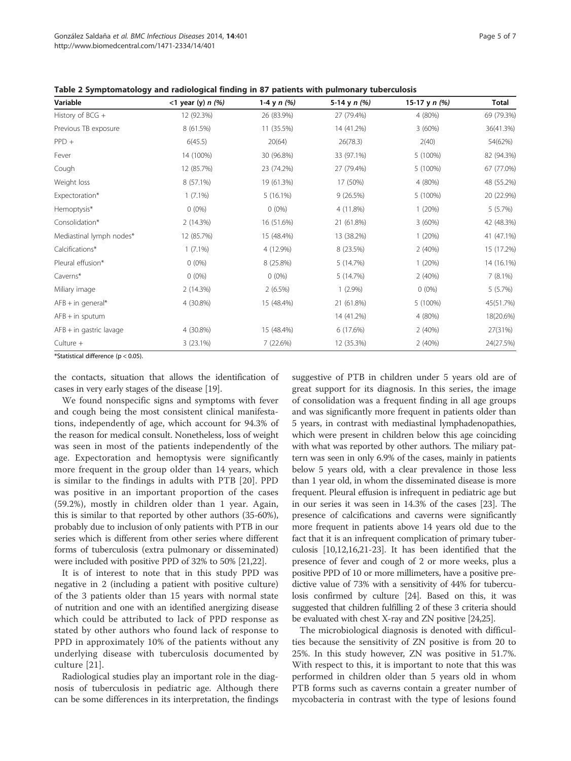**Table 2 Symptomatology and radiological finding in 87 patients with pulmonary tuberculosis**

| Variable | <1 year (y) *n (%)* | 1-4 y *n (%)* | 5-14 y *n (%)* | 15-17 y *n (%)* | Total |
|---|---|---|---|---|---|
| History of BCG + | 12 (92.3%) | 26 (83.9%) | 27 (79.4%) | 4 (80%) | 69 (79.3%) |
| Previous TB exposure | 8 (61.5%) | 11 (35.5%) | 14 (41.2%) | 3 (60%) | 36(41.3%) |
| PPD + | 6(45.5) | 20(64) | 26(78.3) | 2(40) | 54(62%) |
| Fever | 14 (100%) | 30 (96.8%) | 33 (97.1%) | 5 (100%) | 82 (94.3%) |
| Cough | 12 (85.7%) | 23 (74.2%) | 27 (79.4%) | 5 (100%) | 67 (77.0%) |
| Weight loss | 8 (57.1%) | 19 (61.3%) | 17 (50%) | 4 (80%) | 48 (55.2%) |
| Expectoration* | 1 (7.1%) | 5 (16.1%) | 9 (26.5%) | 5 (100%) | 20 (22.9%) |
| Hemoptysis* | 0 (0%) | 0 (0%) | 4 (11.8%) | 1 (20%) | 5 (5.7%) |
| Consolidation* | 2 (14.3%) | 16 (51.6%) | 21 (61.8%) | 3 (60%) | 42 (48.3%) |
| Mediastinal lymph nodes* | 12 (85.7%) | 15 (48.4%) | 13 (38.2%) | 1 (20%) | 41 (47.1%) |
| Calcifications* | 1 (7.1%) | 4 (12.9%) | 8 (23.5%) | 2 (40%) | 15 (17.2%) |
| Pleural effusion* | 0 (0%) | 8 (25.8%) | 5 (14.7%) | 1 (20%) | 14 (16.1%) |
| Caverns* | 0 (0%) | 0 (0%) | 5 (14.7%) | 2 (40%) | 7 (8.1%) |
| Miliary image | 2 (14.3%) | 2 (6.5%) | 1 (2.9%) | 0 (0%) | 5 (5.7%) |
| AFB + in general* | 4 (30.8%) | 15 (48.4%) | 21 (61.8%) | 5 (100%) | 45(51.7%) |
| AFB + in sputum | | | 14 (41.2%) | 4 (80%) | 18(20.6%) |
| AFB + in gastric lavage | 4 (30.8%) | 15 (48.4%) | 6 (17.6%) | 2 (40%) | 27(31%) |
| Culture + | 3 (23.1%) | 7 (22.6%) | 12 (35.3%) | 2 (40%) | 24(27.5%) |

*Statistical difference ($p < 0.05$).

the contacts, situation that allows the identification of cases in very early stages of the disease [19].

We found nonspecific signs and symptoms with fever and cough being the most consistent clinical manifestations, independently of age, which account for 94.3% of the reason for medical consult. Nonetheless, loss of weight was seen in most of the patients independently of the age. Expectoration and hemoptysis were significantly more frequent in the group older than 14 years, which is similar to the findings in adults with PTB [20]. PPD was positive in an important proportion of the cases (59.2%), mostly in children older than 1 year. Again, this is similar to that reported by other authors (35-60%), probably due to inclusion of only patients with PTB in our series which is different from other series where different forms of tuberculosis (extra pulmonary or disseminated) were included with positive PPD of 32% to 50% [21,22].

It is of interest to note that in this study PPD was negative in 2 (including a patient with positive culture) of the 3 patients older than 15 years with normal state of nutrition and one with an identified anergizing disease which could be attributed to lack of PPD response as stated by other authors who found lack of response to PPD in approximately 10% of the patients without any underlying disease with tuberculosis documented by culture [21].

Radiological studies play an important role in the diagnosis of tuberculosis in pediatric age. Although there can be some differences in its interpretation, the findings suggestive of PTB in children under 5 years old are of great support for its diagnosis. In this series, the image of consolidation was a frequent finding in all age groups and was significantly more frequent in patients older than 5 years, in contrast with mediastinal lymphadenopathies, which were present in children below this age coinciding with what was reported by other authors. The miliary pattern was seen in only 6.9% of the cases, mainly in patients below 5 years old, with a clear prevalence in those less than 1 year old, in whom the disseminated disease is more frequent. Pleural effusion is infrequent in pediatric age but in our series it was seen in 14.3% of the cases [23]. The presence of calcifications and caverns were significantly more frequent in patients above 14 years old due to the fact that it is an infrequent complication of primary tuberculosis [10,12,16,21-23]. It has been identified that the presence of fever and cough of 2 or more weeks, plus a positive PPD of 10 or more millimeters, have a positive predictive value of 73% with a sensitivity of 44% for tuberculosis confirmed by culture [24]. Based on this, it was suggested that children fulfilling 2 of these 3 criteria should be evaluated with chest X-ray and ZN positive [24,25].

The microbiological diagnosis is denoted with difficulties because the sensitivity of ZN positive is from 20 to 25%. In this study however, ZN was positive in 51.7%. With respect to this, it is important to note that this was performed in children older than 5 years old in whom PTB forms such as caverns contain a greater number of mycobacteria in contrast with the type of lesions found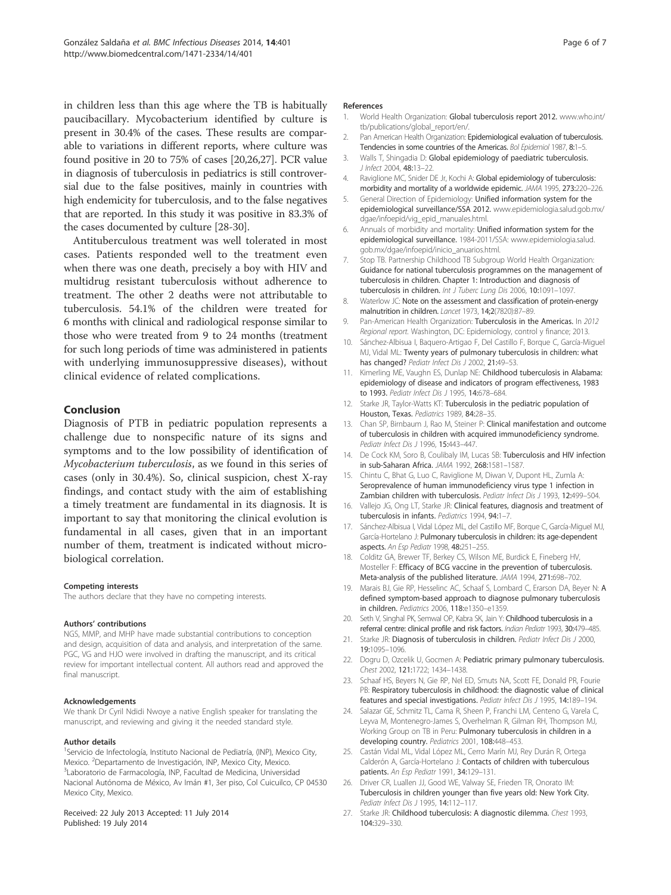in children less than this age where the TB is habitually paucibacillary. Mycobacterium identified by culture is present in 30.4% of the cases. These results are comparable to variations in different reports, where culture was found positive in 20 to 75% of cases [20,26,27]. PCR value in diagnosis of tuberculosis in pediatrics is still controversial due to the false positives, mainly in countries with high endemicity for tuberculosis, and to the false negatives that are reported. In this study it was positive in 83.3% of the cases documented by culture [28-30].

Antituberculous treatment was well tolerated in most cases. Patients responded well to the treatment even when there was one death, precisely a boy with HIV and multidrug resistant tuberculosis without adherence to treatment. The other 2 deaths were not attributable to tuberculosis. 54.1% of the children were treated for 6 months with clinical and radiological response similar to those who were treated from 9 to 24 months (treatment for such long periods of time was administered in patients with underlying immunosuppressive diseases), without clinical evidence of related complications.

## Conclusion

Diagnosis of PTB in pediatric population represents a challenge due to nonspecific nature of its signs and symptoms and to the low possibility of identification of *Mycobacterium tuberculosis*, as we found in this series of cases (only in 30.4%). So, clinical suspicion, chest X-ray findings, and contact study with the aim of establishing a timely treatment are fundamental in its diagnosis. It is important to say that monitoring the clinical evolution is fundamental in all cases, given that in an important number of them, treatment is indicated without microbiological correlation.

#### Competing interests

The authors declare that they have no competing interests.

#### Authors' contributions

NGS, MMP, and MHP have made substantial contributions to conception and design, acquisition of data and analysis, and interpretation of the same. PGC, VG and HJO were involved in drafting the manuscript, and its critical review for important intellectual content. All authors read and approved the final manuscript.

#### Acknowledgements

We thank Dr Cyril Ndidi Nwoye a native English speaker for translating the manuscript, and reviewing and giving it the needed standard style.

#### Author details

[1]Servicio de Infectología, Instituto Nacional de Pediatría, (INP), Mexico City, Mexico. [2]Departamento de Investigación, INP, Mexico City, Mexico. [3]Laboratorio de Farmacología, INP, Facultad de Medicina, Universidad Nacional Autónoma de México, Av Imán #1, 3er piso, Col Cuicuilco, CP 04530 Mexico City, Mexico.

Received: 22 July 2013 Accepted: 11 July 2014
Published: 19 July 2014

#### References

1. World Health Organization: **Global tuberculosis report 2012.** www.who.int/tb/publications/global_report/en/.
2. Pan American Health Organization: **Epidemiological evaluation of tuberculosis. Tendencies in some countries of the Americas.** *Bol Epidemiol* 1987, **8:**1–5.
3. Walls T, Shingadia D: **Global epidemiology of paediatric tuberculosis.** *J Infect* 2004, **48:**13–22.
4. Raviglione MC, Snider DE Jr, Kochi A: **Global epidemiology of tuberculosis: morbidity and mortality of a worldwide epidemic.** *JAMA* 1995, **273:**220–226.
5. General Direction of Epidemiology: **Unified information system for the epidemiological surveillance/SSA 2012.** www.epidemiologia.salud.gob.mx/dgae/infoepid/vig_epid_manuales.html.
6. Annuals of morbidity and mortality: **Unified information system for the epidemiological surveillance.** 1984-2011/SSA: www.epidemiologia.salud.gob.mx/dgae/infoepid/inicio_anuarios.html.
7. Stop TB. Partnership Childhood TB Subgroup World Health Organization: **Guidance for national tuberculosis programmes on the management of tuberculosis in children. Chapter 1: Introduction and diagnosis of tuberculosis in children.** *Int J Tuberc Lung Dis* 2006, **10:**1091–1097.
8. Waterlow JC: **Note on the assessment and classification of protein-energy malnutrition in children.** *Lancet* 1973, **14;2**(7820):87–89.
9. Pan-American Health Organization: **Tuberculosis in the Americas.** In *2012 Regional report*. Washington, DC: Epidemiology, control y finance; 2013.
10. Sánchez-Albisua I, Baquero-Artigao F, Del Castillo F, Borque C, García-Miguel MJ, Vidal ML: **Twenty years of pulmonary tuberculosis in children: what has changed?** *Pediatr Infect Dis J* 2002, **21:**49–53.
11. Kimerling ME, Vaughn ES, Dunlap NE: **Childhood tuberculosis in Alabama: epidemiology of disease and indicators of program effectiveness, 1983 to 1993.** *Pediatr Infect Dis J* 1995, **14:**678–684.
12. Starke JR, Taylor-Watts KT: **Tuberculosis in the pediatric population of Houston, Texas.** *Pediatrics* 1989, **84:**28–35.
13. Chan SP, Birnbaum J, Rao M, Steiner P: **Clinical manifestation and outcome of tuberculosis in children with acquired immunodeficiency syndrome.** *Pediatr Infect Dis J* 1996, **15:**443–447.
14. De Cock KM, Soro B, Coulibaly IM, Lucas SB: **Tuberculosis and HIV infection in sub-Saharan Africa.** *JAMA* 1992, **268:**1581–1587.
15. Chintu C, Bhat G, Luo C, Raviglione M, Diwan V, Dupont HL, Zumla A: **Seroprevalence of human immunodeficiency virus type 1 infection in Zambian children with tuberculosis.** *Pediatr Infect Dis J* 1993, **12:**499–504.
16. Vallejo JG, Ong LT, Starke JR: **Clinical features, diagnosis and treatment of tuberculosis in infants.** *Pediatrics* 1994, **94:**1–7.
17. Sánchez-Albisua I, Vidal López ML, del Castillo MF, Borque C, García-Miguel MJ, García-Hortelano J: **Pulmonary tuberculosis in children: its age-dependent aspects.** *An Esp Pediatr* 1998, **48:**251–255.
18. Colditz GA, Brewer TF, Berkey CS, Wilson ME, Burdick E, Fineberg HV, Mosteller F: **Efficacy of BCG vaccine in the prevention of tuberculosis. Meta-analysis of the published literature.** *JAMA* 1994, **271:**698–702.
19. Marais BJ, Gie RP, Hesselinc AC, Schaaf S, Lombard C, Erarson DA, Beyer N: **A defined symptom-based approach to diagnose pulmonary tuberculosis in children.** *Pediatrics* 2006, **118:**e1350–e1359.
20. Seth V, Singhal PK, Semwal OP, Kabra SK, Jain Y: **Childhood tuberculosis in a referral centre: clinical profile and risk factors.** *Indian Pediatr* 1993, **30:**479–485.
21. Starke JR: **Diagnosis of tuberculosis in children.** *Pediatr Infect Dis J* 2000, **19:**1095–1096.
22. Dogru D, Ozcelik U, Gocmen A: **Pediatric primary pulmonary tuberculosis.** *Chest* 2002, **121:**1722; 1434–1438.
23. Schaaf HS, Beyers N, Gie RP, Nel ED, Smuts NA, Scott FE, Donald PR, Fourie PB: **Respiratory tuberculosis in childhood: the diagnostic value of clinical features and special investigations.** *Pediatr Infect Dis J* 1995, **14:**189–194.
24. Salazar GE, Schmitz TL, Cama R, Sheen P, Franchi LM, Centeno G, Varela C, Leyva M, Montenegro-James S, Overhelman R, Gilman RH, Thompson MJ, Working Group on TB in Peru: **Pulmonary tuberculosis in children in a developing country.** *Pediatrics* 2001, **108:**448–453.
25. Castán Vidal ML, Vidal López ML, Cerro Marín MJ, Rey Durán R, Ortega Calderón A, García-Hortelano J: **Contacts of children with tuberculous patients.** *An Esp Pediatr* 1991, **34:**129–131.
26. Driver CR, Luallen JJ, Good WE, Valway SE, Frieden TR, Onorato IM: **Tuberculosis in children younger than five years old: New York City.** *Pediatr Infect Dis J* 1995, **14:**112–117.
27. Starke JR: **Childhood tuberculosis: A diagnostic dilemma.** *Chest* 1993, **104:**329–330.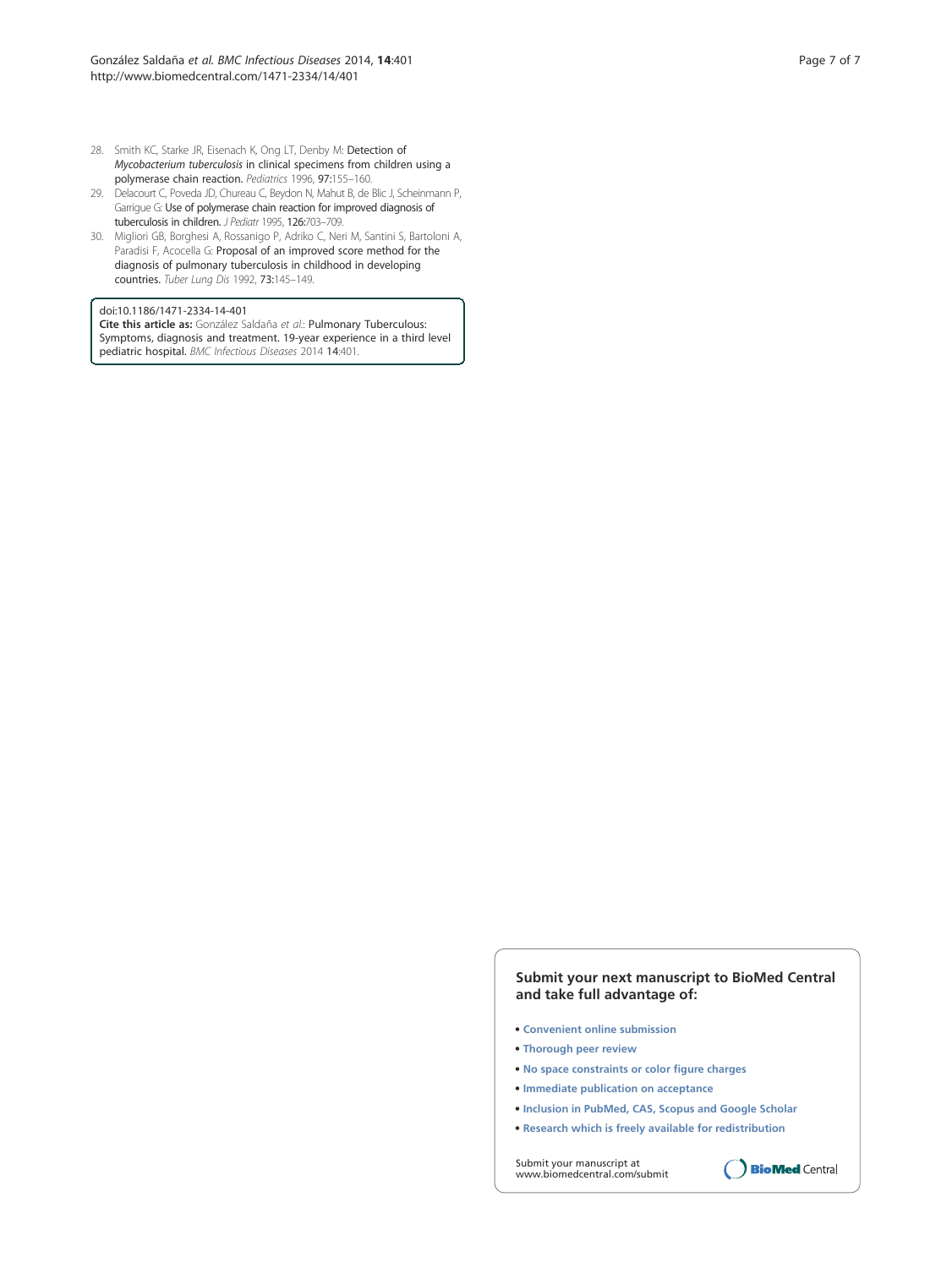28. Smith KC, Starke JR, Eisenach K, Ong LT, Denby M: **Detection of *Mycobacterium tuberculosis* in clinical specimens from children using a polymerase chain reaction.** *Pediatrics* 1996, **97**:155–160.
29. Delacourt C, Poveda JD, Chureau C, Beydon N, Mahut B, de Blic J, Scheinmann P, Garrigue G: **Use of polymerase chain reaction for improved diagnosis of tuberculosis in children.** *J Pediatr* 1995, **126**:703–709.
30. Migliori GB, Borghesi A, Rossanigo P, Adriko C, Neri M, Santini S, Bartoloni A, Paradisi F, Acocella G: **Proposal of an improved score method for the diagnosis of pulmonary tuberculosis in childhood in developing countries.** *Tuber Lung Dis* 1992, **73**:145–149.

doi:10.1186/1471-2334-14-401
**Cite this article as:** González Saldaña *et al.*: Pulmonary Tuberculous: Symptoms, diagnosis and treatment. 19-year experience in a third level pediatric hospital. *BMC Infectious Diseases* 2014 **14**:401.

**Submit your next manuscript to BioMed Central and take full advantage of:**

- **Convenient online submission**
- **Thorough peer review**
- **No space constraints or color figure charges**
- **Immediate publication on acceptance**
- **Inclusion in PubMed, CAS, Scopus and Google Scholar**
- **Research which is freely available for redistribution**

Submit your manuscript at
www.biomedcentral.com/submit

BioMed Central